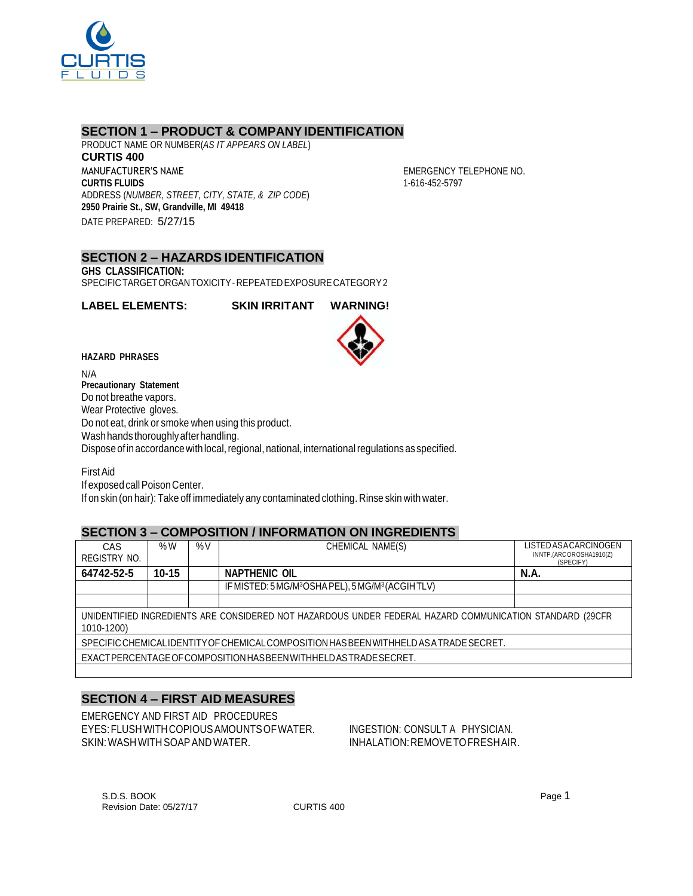## SECTION 1 – PRODUCT & COMPANY IDENTIFICATION

PRODUCT NAME OR NUMBER(*AS IT APPEARS ON LABEL*)

**CURTIS 400**

MANUFACTURER'S NAME

**CURTIS FLUIDS**

ADDRESS (*NUMBER, STREET, CITY, STATE, & ZIP CODE*)

**2950 Prairie St., SW, Grandville, MI 49418**

DATE PREPARED: 5/27/15

EMERGENCY TELEPHONE NO.

1-616-452-5797

## SECTION 2 – HAZARDS IDENTIFICATION

**GHS CLASSIFICATION:**

SPECIFIC TARGET ORGAN TOXICITY - REPEATED EXPOSURE CATEGORY 2

**LABEL ELEMENTS:** **SKIN IRRITANT** **WARNING!**

**HAZARD PHRASES**

N/A

**Precautionary Statement**

Do not breathe vapors.
Wear Protective gloves.
Do not eat, drink or smoke when using this product.
Wash hands thoroughly after handling.
Dispose of in accordance with local, regional, national, international regulations as specified.

First Aid
If exposed call Poison Center.
If on skin (on hair): Take off immediately any contaminated clothing. Rinse skin with water.

## SECTION 3 – COMPOSITION / INFORMATION ON INGREDIENTS

| CAS REGISTRY NO. | %W | %V | CHEMICAL NAME(S) | LISTED AS A CARCINOGEN IN NTP, (ARC OR OSHA1910(Z) (SPECIFY) |
|---|---|---|---|---|
| **64742-52-5** | **10-15** | | **NAPTHENIC OIL** | **N.A.** |
| | | | IF MISTED: 5 MG/M[3] OSHA PEL), 5 MG/M[3] (ACGIH TLV) | |
| | | | | |
| UNIDENTIFIED INGREDIENTS ARE CONSIDERED NOT HAZARDOUS UNDER FEDERAL HAZARD COMMUNICATION STANDARD (29CFR 1010-1200) | | | | |
| SPECIFIC CHEMICAL IDENTITY OF CHEMICAL COMPOSITION HAS BEEN WITHHELD AS A TRADE SECRET. | | | | |
| EXACT PERCENTAGE OF COMPOSITION HAS BEEN WITHHELD AS TRADE SECRET. | | | | |

## SECTION 4 – FIRST AID MEASURES

EMERGENCY AND FIRST AID PROCEDURES

EYES: FLUSH WITH COPIOUS AMOUNTS OF WATER.
SKIN: WASH WITH SOAP AND WATER.
INGESTION: CONSULT A PHYSICIAN.
INHALATION: REMOVE TO FRESH AIR.

S.D.S. BOOK
Revision Date: 05/27/17
CURTIS 400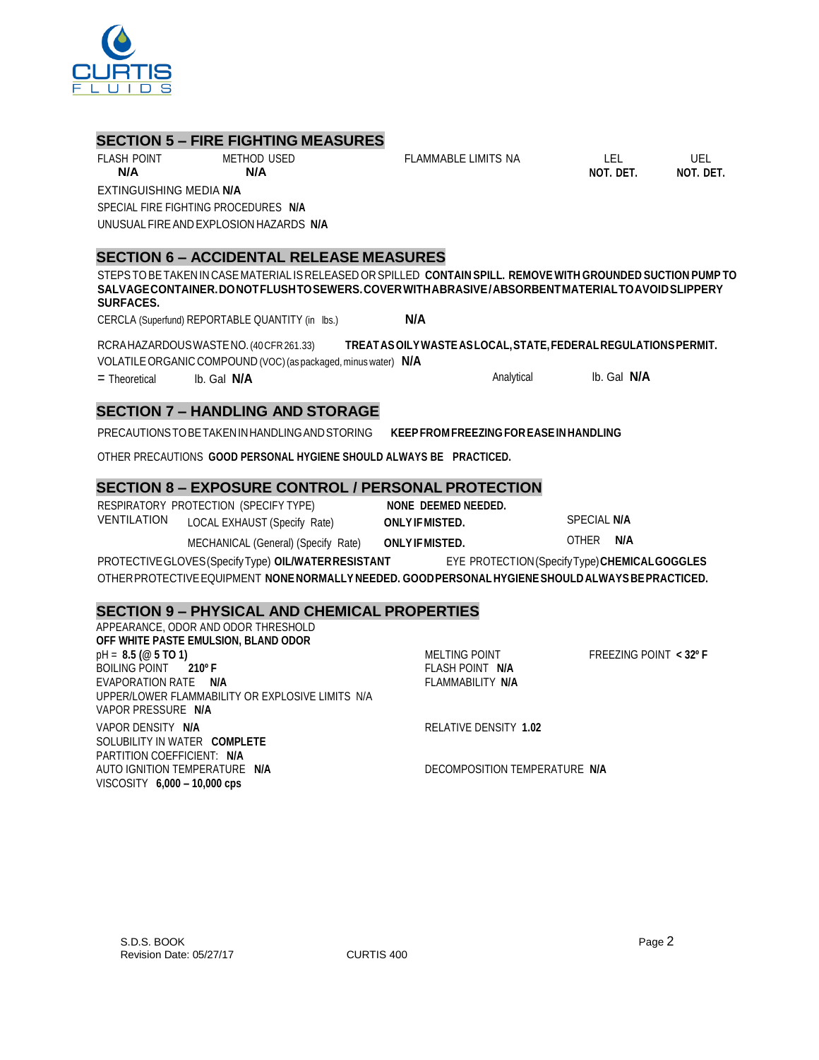## SECTION 5 – FIRE FIGHTING MEASURES

| FLASH POINT | METHOD USED | FLAMMABLE LIMITS NA | LEL | UEL |
|---|---|---|---|---|
| **N/A** | **N/A** | | **NOT. DET.** | **NOT. DET.** |

EXTINGUISHING MEDIA **N/A**

SPECIAL FIRE FIGHTING PROCEDURES **N/A**

UNUSUAL FIRE AND EXPLOSION HAZARDS **N/A**

## SECTION 6 – ACCIDENTAL RELEASE MEASURES

STEPS TO BE TAKEN IN CASE MATERIAL IS RELEASED OR SPILLED **CONTAIN SPILL. REMOVE WITH GROUNDED SUCTION PUMP TO SALVAGE CONTAINER. DO NOT FLUSH TO SEWERS. COVER WITH ABRASIVE / ABSORBENT MATERIAL TO AVOID SLIPPERY SURFACES.**

CERCLA (Superfund) REPORTABLE QUANTITY (in lbs.) **N/A**

RCRA HAZARDOUS WASTE NO. (40 CFR 261.33) **TREAT AS OILY WASTE AS LOCAL, STATE, FEDERAL REGULATIONS PERMIT.**

VOLATILE ORGANIC COMPOUND (VOC) (as packaged, minus water) **N/A**

= Theoretical lb. Gal **N/A** Analytical lb. Gal **N/A**

## SECTION 7 – HANDLING AND STORAGE

PRECAUTIONS TO BE TAKEN IN HANDLING AND STORING **KEEP FROM FREEZING FOR EASE IN HANDLING**

OTHER PRECAUTIONS **GOOD PERSONAL HYGIENE SHOULD ALWAYS BE PRACTICED.**

## SECTION 8 – EXPOSURE CONTROL / PERSONAL PROTECTION

RESPIRATORY PROTECTION (SPECIFY TYPE) **NONE DEEMED NEEDED.**

VENTILATION
- LOCAL EXHAUST (Specify Rate) **ONLY IF MISTED.** SPECIAL **N/A**
- MECHANICAL (General) (Specify Rate) **ONLY IF MISTED.** OTHER **N/A**

PROTECTIVE GLOVES (Specify Type) **OIL/WATER RESISTANT** EYE PROTECTION (Specify Type) **CHEMICAL GOGGLES**

OTHER PROTECTIVE EQUIPMENT **NONE NORMALLY NEEDED. GOOD PERSONAL HYGIENE SHOULD ALWAYS BE PRACTICED.**

## SECTION 9 – PHYSICAL AND CHEMICAL PROPERTIES

APPEARANCE, ODOR AND ODOR THRESHOLD
**OFF WHITE PASTE EMULSION, BLAND ODOR**

pH = **8.5 (@ 5 TO 1)**

MELTING POINT

FREEZING POINT **< 32º F**

BOILING POINT **210º F**

FLASH POINT **N/A**

EVAPORATION RATE **N/A**

FLAMMABILITY **N/A**

UPPER/LOWER FLAMMABILITY OR EXPLOSIVE LIMITS N/A

VAPOR PRESSURE **N/A**

VAPOR DENSITY **N/A**

RELATIVE DENSITY **1.02**

SOLUBILITY IN WATER **COMPLETE**

PARTITION COEFFICIENT: **N/A**

AUTO IGNITION TEMPERATURE **N/A**

DECOMPOSITION TEMPERATURE **N/A**

VISCOSITY **6,000 – 10,000 cps**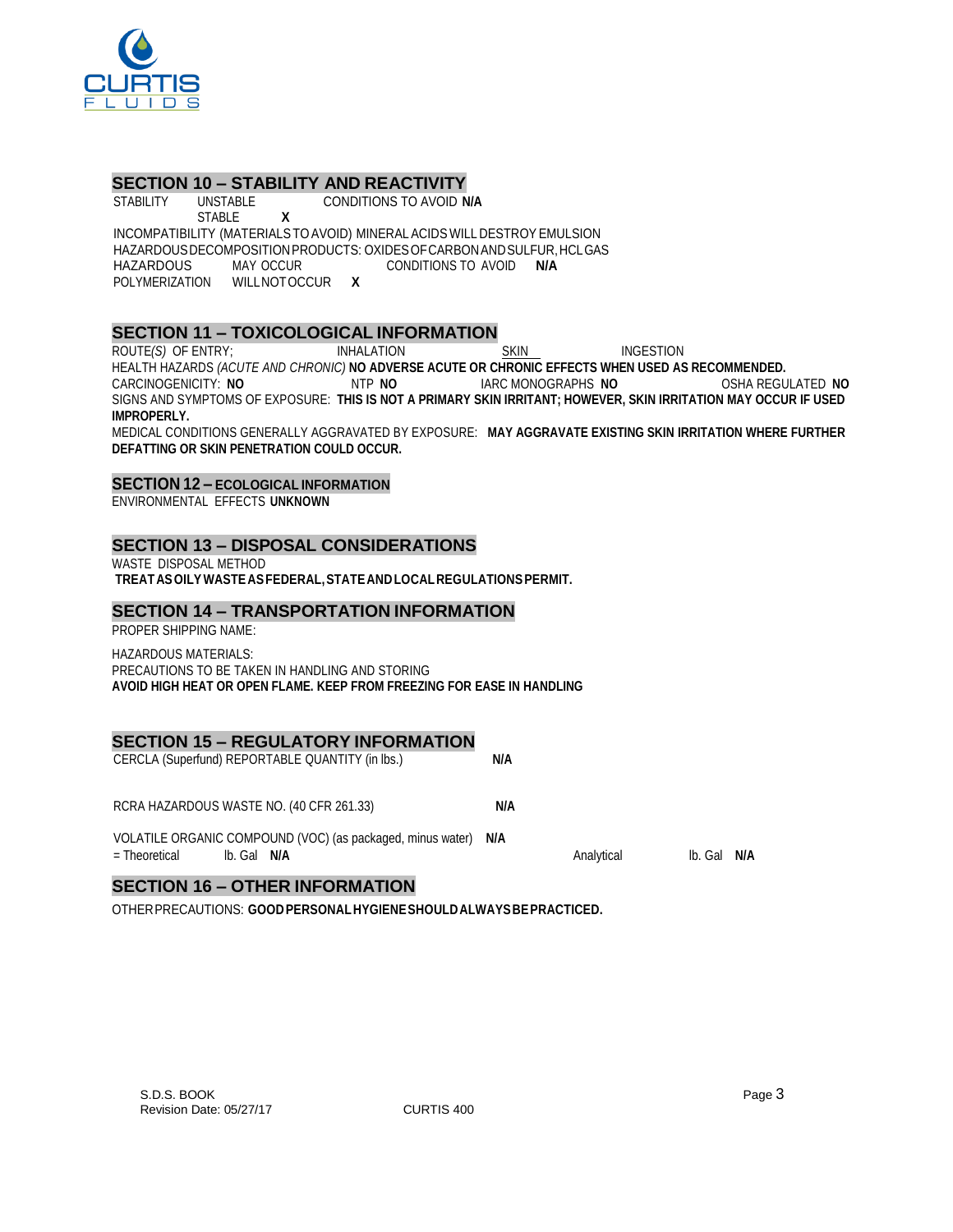## SECTION 10 – STABILITY AND REACTIVITY

STABILITY UNSTABLE CONDITIONS TO AVOID **N/A**

STABLE **X**

INCOMPATIBILITY (MATERIALS TO AVOID) MINERAL ACIDS WILL DESTROY EMULSION

HAZARDOUS DECOMPOSITION PRODUCTS: OXIDES OF CARBON AND SULFUR, HCL GAS

HAZARDOUS POLYMERIZATION MAY OCCUR CONDITIONS TO AVOID **N/A**

WILL NOT OCCUR **X**

## SECTION 11 – TOXICOLOGICAL INFORMATION

ROUTE*(S)* OF ENTRY; INHALATION SKIN INGESTION

HEALTH HAZARDS *(ACUTE AND CHRONIC)* **NO ADVERSE ACUTE OR CHRONIC EFFECTS WHEN USED AS RECOMMENDED.**

CARCINOGENICITY: **NO** NTP **NO** IARC MONOGRAPHS **NO** OSHA REGULATED **NO**

SIGNS AND SYMPTOMS OF EXPOSURE: **THIS IS NOT A PRIMARY SKIN IRRITANT; HOWEVER, SKIN IRRITATION MAY OCCUR IF USED IMPROPERLY.**

MEDICAL CONDITIONS GENERALLY AGGRAVATED BY EXPOSURE: **MAY AGGRAVATE EXISTING SKIN IRRITATION WHERE FURTHER DEFATTING OR SKIN PENETRATION COULD OCCUR.**

## SECTION 12 – ECOLOGICAL INFORMATION

ENVIRONMENTAL EFFECTS **UNKNOWN**

## SECTION 13 – DISPOSAL CONSIDERATIONS

WASTE DISPOSAL METHOD

**TREAT AS OILY WASTE AS FEDERAL, STATE AND LOCAL REGULATIONS PERMIT.**

## SECTION 14 – TRANSPORTATION INFORMATION

PROPER SHIPPING NAME:

HAZARDOUS MATERIALS:

PRECAUTIONS TO BE TAKEN IN HANDLING AND STORING

**AVOID HIGH HEAT OR OPEN FLAME. KEEP FROM FREEZING FOR EASE IN HANDLING**

## SECTION 15 – REGULATORY INFORMATION

CERCLA (Superfund) REPORTABLE QUANTITY (in lbs.) **N/A**

RCRA HAZARDOUS WASTE NO. (40 CFR 261.33) **N/A**

VOLATILE ORGANIC COMPOUND (VOC) (as packaged, minus water) **N/A**

= Theoretical lb. Gal **N/A** Analytical lb. Gal **N/A**

## SECTION 16 – OTHER INFORMATION

OTHER PRECAUTIONS: **GOOD PERSONAL HYGIENE SHOULD ALWAYS BE PRACTICED.**